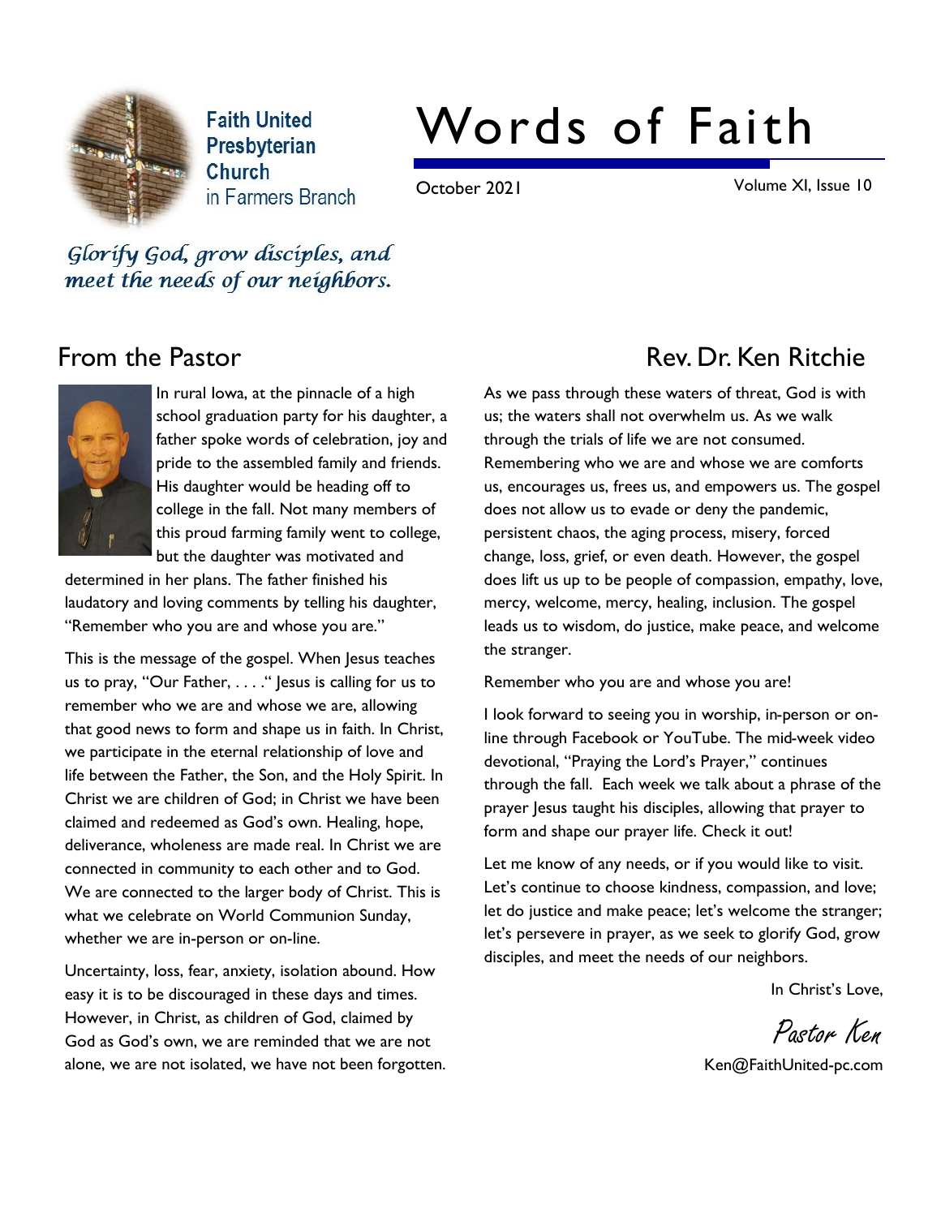**Faith United Presbyterian Church** in Farmers Branch

# Words of Faith

October 2021 | Volume XI, Issue 10

*Glorify God, grow disciples, and meet the needs of our neighbors.*

## From the Pastor — Rev. Dr. Ken Ritchie

In rural Iowa, at the pinnacle of a high school graduation party for his daughter, a father spoke words of celebration, joy and pride to the assembled family and friends. His daughter would be heading off to college in the fall. Not many members of this proud farming family went to college, but the daughter was motivated and determined in her plans. The father finished his laudatory and loving comments by telling his daughter, "Remember who you are and whose you are."

This is the message of the gospel. When Jesus teaches us to pray, "Our Father, . . . ." Jesus is calling for us to remember who we are and whose we are, allowing that good news to form and shape us in faith. In Christ, we participate in the eternal relationship of love and life between the Father, the Son, and the Holy Spirit. In Christ we are children of God; in Christ we have been claimed and redeemed as God's own. Healing, hope, deliverance, wholeness are made real. In Christ we are connected in community to each other and to God. We are connected to the larger body of Christ. This is what we celebrate on World Communion Sunday, whether we are in-person or on-line.

Uncertainty, loss, fear, anxiety, isolation abound. How easy it is to be discouraged in these days and times. However, in Christ, as children of God, claimed by God as God's own, we are reminded that we are not alone, we are not isolated, we have not been forgotten.

As we pass through these waters of threat, God is with us; the waters shall not overwhelm us. As we walk through the trials of life we are not consumed. Remembering who we are and whose we are comforts us, encourages us, frees us, and empowers us. The gospel does not allow us to evade or deny the pandemic, persistent chaos, the aging process, misery, forced change, loss, grief, or even death. However, the gospel does lift us up to be people of compassion, empathy, love, mercy, welcome, mercy, healing, inclusion. The gospel leads us to wisdom, do justice, make peace, and welcome the stranger.

Remember who you are and whose you are!

I look forward to seeing you in worship, in-person or on-line through Facebook or YouTube. The mid-week video devotional, "Praying the Lord's Prayer," continues through the fall. Each week we talk about a phrase of the prayer Jesus taught his disciples, allowing that prayer to form and shape our prayer life. Check it out!

Let me know of any needs, or if you would like to visit. Let's continue to choose kindness, compassion, and love; let do justice and make peace; let's welcome the stranger; let's persevere in prayer, as we seek to glorify God, grow disciples, and meet the needs of our neighbors.

In Christ's Love,

*Pastor Ken*

Ken@FaithUnited-pc.com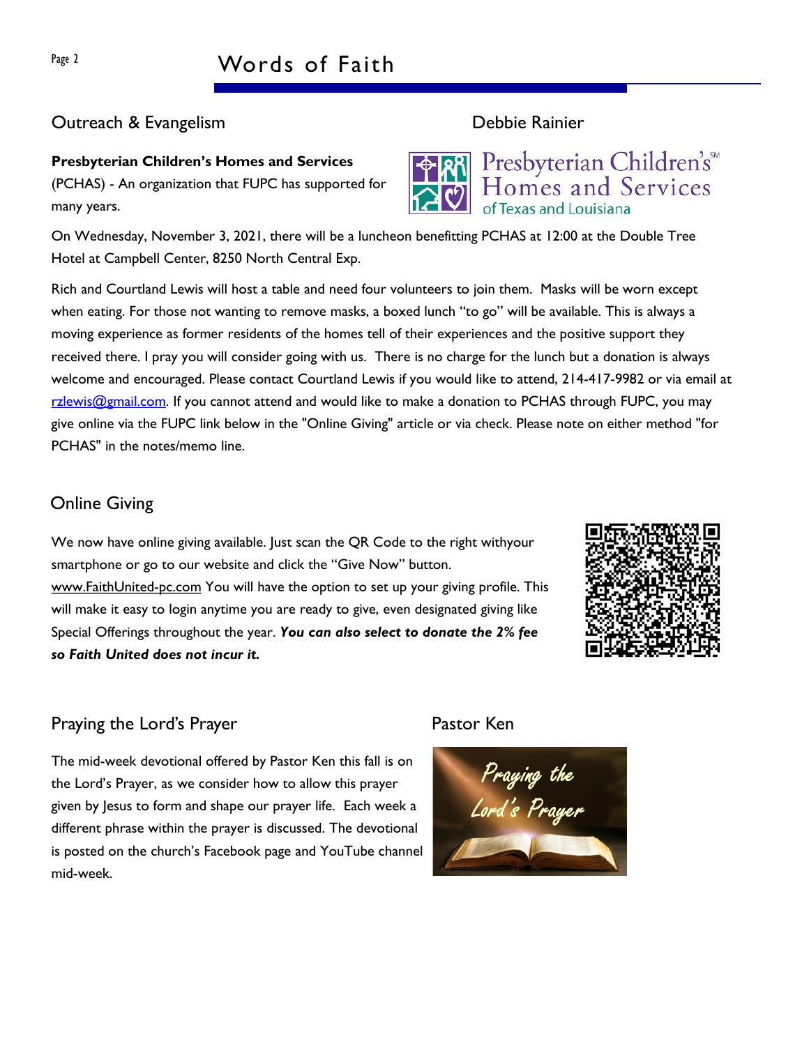## Outreach & Evangelism

Debbie Rainier

**Presbyterian Children's Homes and Services** (PCHAS) - An organization that FUPC has supported for many years.

On Wednesday, November 3, 2021, there will be a luncheon benefitting PCHAS at 12:00 at the Double Tree Hotel at Campbell Center, 8250 North Central Exp.

Rich and Courtland Lewis will host a table and need four volunteers to join them. Masks will be worn except when eating. For those not wanting to remove masks, a boxed lunch "to go" will be available. This is always a moving experience as former residents of the homes tell of their experiences and the positive support they received there. I pray you will consider going with us. There is no charge for the lunch but a donation is always welcome and encouraged. Please contact Courtland Lewis if you would like to attend, 214-417-9982 or via email at rzlewis@gmail.com. If you cannot attend and would like to make a donation to PCHAS through FUPC, you may give online via the FUPC link below in the "Online Giving" article or via check. Please note on either method "for PCHAS" in the notes/memo line.

## Online Giving

We now have online giving available. Just scan the QR Code to the right withyour smartphone or go to our website and click the "Give Now" button. www.FaithUnited-pc.com You will have the option to set up your giving profile. This will make it easy to login anytime you are ready to give, even designated giving like Special Offerings throughout the year. ***You can also select to donate the 2% fee so Faith United does not incur it.***

## Praying the Lord's Prayer

Pastor Ken

The mid-week devotional offered by Pastor Ken this fall is on the Lord's Prayer, as we consider how to allow this prayer given by Jesus to form and shape our prayer life. Each week a different phrase within the prayer is discussed. The devotional is posted on the church's Facebook page and YouTube channel mid-week.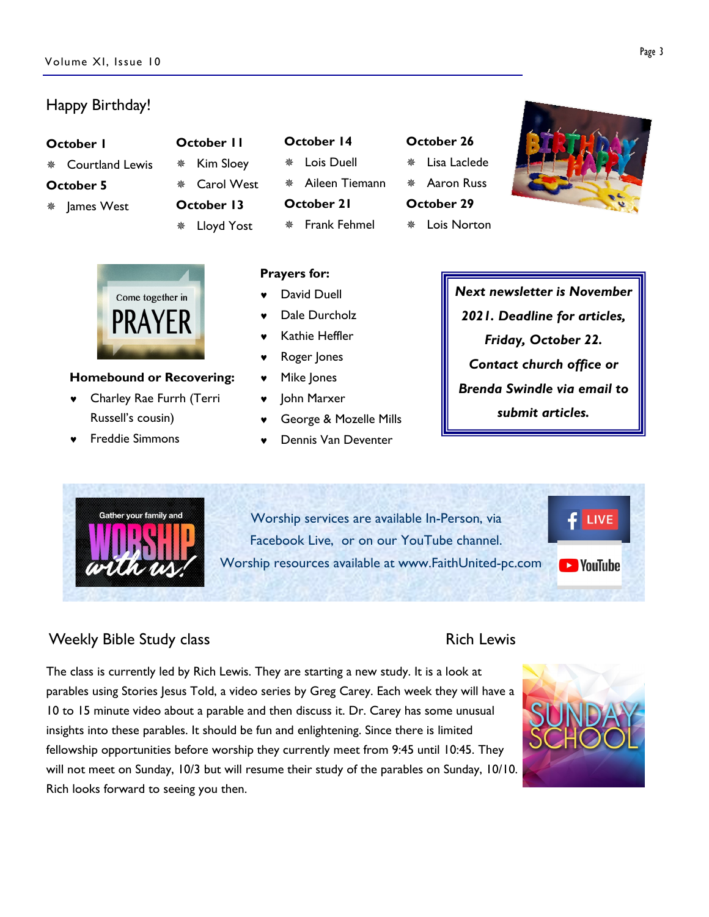## Happy Birthday!

**October 1**
- Courtland Lewis

**October 5**
- James West

**October 11**
- Kim Sloey
- Carol West

**October 13**
- Lloyd Yost

**October 14**
- Lois Duell
- Aileen Tiemann

**October 21**
- Frank Fehmel

**October 26**
- Lisa Laclede
- Aaron Russ

**October 29**
- Lois Norton

**Homebound or Recovering:**
- Charley Rae Furrh (Terri Russell's cousin)
- Freddie Simmons

**Prayers for:**
- David Duell
- Dale Durcholz
- Kathie Heffler
- Roger Jones
- Mike Jones
- John Marxer
- George & Mozelle Mills
- Dennis Van Deventer

***Next newsletter is November 2021. Deadline for articles, Friday, October 22. Contact church office or Brenda Swindle via email to submit articles.***

Worship services are available In-Person, via Facebook Live, or on our YouTube channel. Worship resources available at www.FaithUnited-pc.com

## Weekly Bible Study class

Rich Lewis

The class is currently led by Rich Lewis. They are starting a new study. It is a look at parables using Stories Jesus Told, a video series by Greg Carey. Each week they will have a 10 to 15 minute video about a parable and then discuss it. Dr. Carey has some unusual insights into these parables. It should be fun and enlightening. Since there is limited fellowship opportunities before worship they currently meet from 9:45 until 10:45. They will not meet on Sunday, 10/3 but will resume their study of the parables on Sunday, 10/10. Rich looks forward to seeing you then.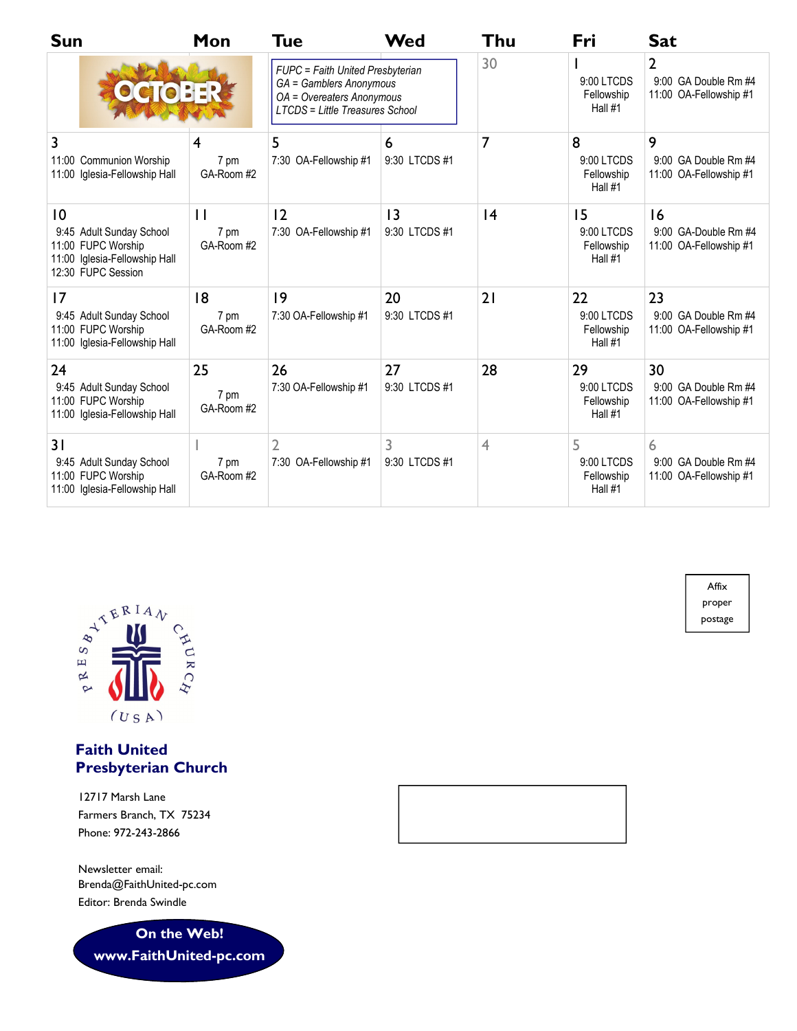| Sun | Mon | Tue | Wed | Thu | Fri | Sat |
|---|---|---|---|---|---|---|
| OCTOBER | | *FUPC = Faith United Presbyterian*<br>*GA = Gamblers Anonymous*<br>*OA = Overeaters Anonymous*<br>*LTCDS = Little Treasures School* | | 30 | 1<br>9:00 LTCDS Fellowship Hall #1 | 2<br>9:00 GA Double Rm #4<br>11:00 OA-Fellowship #1 |
| 3<br>11:00 Communion Worship<br>11:00 Iglesia-Fellowship Hall | 4<br>7 pm GA-Room #2 | 5<br>7:30 OA-Fellowship #1 | 6<br>9:30 LTCDS #1 | 7 | 8<br>9:00 LTCDS Fellowship Hall #1 | 9<br>9:00 GA Double Rm #4<br>11:00 OA-Fellowship #1 |
| 10<br>9:45 Adult Sunday School<br>11:00 FUPC Worship<br>11:00 Iglesia-Fellowship Hall<br>12:30 FUPC Session | 11<br>7 pm GA-Room #2 | 12<br>7:30 OA-Fellowship #1 | 13<br>9:30 LTCDS #1 | 14 | 15<br>9:00 LTCDS Fellowship Hall #1 | 16<br>9:00 GA-Double Rm #4<br>11:00 OA-Fellowship #1 |
| 17<br>9:45 Adult Sunday School<br>11:00 FUPC Worship<br>11:00 Iglesia-Fellowship Hall | 18<br>7 pm GA-Room #2 | 19<br>7:30 OA-Fellowship #1 | 20<br>9:30 LTCDS #1 | 21 | 22<br>9:00 LTCDS Fellowship Hall #1 | 23<br>9:00 GA Double Rm #4<br>11:00 OA-Fellowship #1 |
| 24<br>9:45 Adult Sunday School<br>11:00 FUPC Worship<br>11:00 Iglesia-Fellowship Hall | 25<br>7 pm GA-Room #2 | 26<br>7:30 OA-Fellowship #1 | 27<br>9:30 LTCDS #1 | 28 | 29<br>9:00 LTCDS Fellowship Hall #1 | 30<br>9:00 GA Double Rm #4<br>11:00 OA-Fellowship #1 |
| 31<br>9:45 Adult Sunday School<br>11:00 FUPC Worship<br>11:00 Iglesia-Fellowship Hall | 1<br>7 pm GA-Room #2 | 2<br>7:30 OA-Fellowship #1 | 3<br>9:30 LTCDS #1 | 4 | 5<br>9:00 LTCDS Fellowship Hall #1 | 6<br>9:00 GA Double Rm #4<br>11:00 OA-Fellowship #1 |

PRESBYTERIAN CHURCH (USA)

**Faith United Presbyterian Church**

12717 Marsh Lane
Farmers Branch, TX 75234
Phone: 972-243-2866

Newsletter email:
Brenda@FaithUnited-pc.com
Editor: Brenda Swindle

**On the Web!**
**www.FaithUnited-pc.com**

Affix proper postage